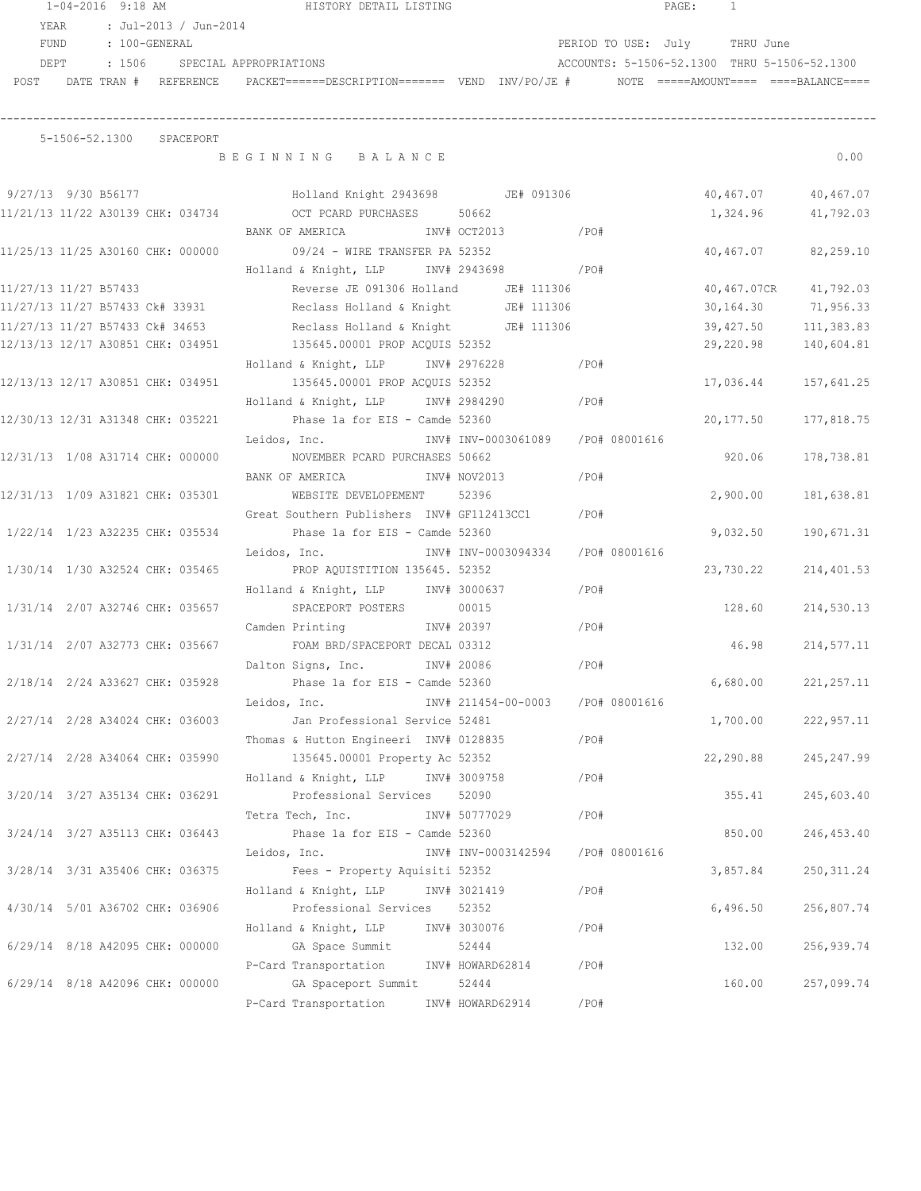1-04-2016 9:18 AM HISTORY DETAIL LISTING PAGE: 1

YEAR : Jul-2013 / Jun-2014
FUND : 100-GENERAL PERIOD TO USE: July THRU June
DEPT : 1506 SPECIAL APPROPRIATIONS ACCOUNTS: 5-1506-52.1300 THRU 5-1506-52.1300

| POST DATE | TRAN # | REFERENCE | PACKET======DESCRIPTION======= | VEND | INV/PO/JE # | NOTE | =====AMOUNT==== | ====BALANCE==== |
|---|---|---|---|---|---|---|---|---|
| **5-1506-52.1300 SPACEPORT** | | | | | | | | |
| | | | B E G I N N I N G B A L A N C E | | | | | 0.00 |
| 9/27/13 | 9/30 B56177 | | Holland Knight 2943698 | | JE# 091306 | | 40,467.07 | 40,467.07 |
| 11/21/13 | 11/22 A30139 | CHK: 034734 | OCT PCARD PURCHASES | 50662 | | | 1,324.96 | 41,792.03 |
| | | | BANK OF AMERICA | | INV# OCT2013 | /PO# | | |
| 11/25/13 | 11/25 A30160 | CHK: 000000 | 09/24 - WIRE TRANSFER PA | 52352 | | | 40,467.07 | 82,259.10 |
| | | | Holland & Knight, LLP | | INV# 2943698 | /PO# | | |
| 11/27/13 | 11/27 B57433 | | Reverse JE 091306 Holland | | JE# 111306 | | 40,467.07CR | 41,792.03 |
| 11/27/13 | 11/27 B57433 | Ck# 33931 | Reclass Holland & Knight | | JE# 111306 | | 30,164.30 | 71,956.33 |
| 11/27/13 | 11/27 B57433 | Ck# 34653 | Reclass Holland & Knight | | JE# 111306 | | 39,427.50 | 111,383.83 |
| 12/13/13 | 12/17 A30851 | CHK: 034951 | 135645.00001 PROP ACQUIS | 52352 | | | 29,220.98 | 140,604.81 |
| | | | Holland & Knight, LLP | | INV# 2976228 | /PO# | | |
| 12/13/13 | 12/17 A30851 | CHK: 034951 | 135645.00001 PROP ACQUIS | 52352 | | | 17,036.44 | 157,641.25 |
| | | | Holland & Knight, LLP | | INV# 2984290 | /PO# | | |
| 12/30/13 | 12/31 A31348 | CHK: 035221 | Phase 1a for EIS - Camde | 52360 | | | 20,177.50 | 177,818.75 |
| | | | Leidos, Inc. | | INV# INV-0003061089 | /PO# 08001616 | | |
| 12/31/13 | 1/08 A31714 | CHK: 000000 | NOVEMBER PCARD PURCHASES | 50662 | | | 920.06 | 178,738.81 |
| | | | BANK OF AMERICA | | INV# NOV2013 | /PO# | | |
| 12/31/13 | 1/09 A31821 | CHK: 035301 | WEBSITE DEVELOPEMENT | 52396 | | | 2,900.00 | 181,638.81 |
| | | | Great Southern Publishers | | INV# GF112413CC1 | /PO# | | |
| 1/22/14 | 1/23 A32235 | CHK: 035534 | Phase 1a for EIS - Camde | 52360 | | | 9,032.50 | 190,671.31 |
| | | | Leidos, Inc. | | INV# INV-0003094334 | /PO# 08001616 | | |
| 1/30/14 | 1/30 A32524 | CHK: 035465 | PROP AQUISTITION 135645. | 52352 | | | 23,730.22 | 214,401.53 |
| | | | Holland & Knight, LLP | | INV# 3000637 | /PO# | | |
| 1/31/14 | 2/07 A32746 | CHK: 035657 | SPACEPORT POSTERS | 00015 | | | 128.60 | 214,530.13 |
| | | | Camden Printing | | INV# 20397 | /PO# | | |
| 1/31/14 | 2/07 A32773 | CHK: 035667 | FOAM BRD/SPACEPORT DECAL | 03312 | | | 46.98 | 214,577.11 |
| | | | Dalton Signs, Inc. | | INV# 20086 | /PO# | | |
| 2/18/14 | 2/24 A33627 | CHK: 035928 | Phase 1a for EIS - Camde | 52360 | | | 6,680.00 | 221,257.11 |
| | | | Leidos, Inc. | | INV# 211454-00-0003 | /PO# 08001616 | | |
| 2/27/14 | 2/28 A34024 | CHK: 036003 | Jan Professional Service | 52481 | | | 1,700.00 | 222,957.11 |
| | | | Thomas & Hutton Engineeri | | INV# 0128835 | /PO# | | |
| 2/27/14 | 2/28 A34064 | CHK: 035990 | 135645.00001 Property Ac | 52352 | | | 22,290.88 | 245,247.99 |
| | | | Holland & Knight, LLP | | INV# 3009758 | /PO# | | |
| 3/20/14 | 3/27 A35134 | CHK: 036291 | Professional Services | 52090 | | | 355.41 | 245,603.40 |
| | | | Tetra Tech, Inc. | | INV# 50777029 | /PO# | | |
| 3/24/14 | 3/27 A35113 | CHK: 036443 | Phase 1a for EIS - Camde | 52360 | | | 850.00 | 246,453.40 |
| | | | Leidos, Inc. | | INV# INV-0003142594 | /PO# 08001616 | | |
| 3/28/14 | 3/31 A35406 | CHK: 036375 | Fees - Property Aquisiti | 52352 | | | 3,857.84 | 250,311.24 |
| | | | Holland & Knight, LLP | | INV# 3021419 | /PO# | | |
| 4/30/14 | 5/01 A36702 | CHK: 036906 | Professional Services | 52352 | | | 6,496.50 | 256,807.74 |
| | | | Holland & Knight, LLP | | INV# 3030076 | /PO# | | |
| 6/29/14 | 8/18 A42095 | CHK: 000000 | GA Space Summit | 52444 | | | 132.00 | 256,939.74 |
| | | | P-Card Transportation | | INV# HOWARD62814 | /PO# | | |
| 6/29/14 | 8/18 A42096 | CHK: 000000 | GA Spaceport Summit | 52444 | | | 160.00 | 257,099.74 |
| | | | P-Card Transportation | | INV# HOWARD62914 | /PO# | | |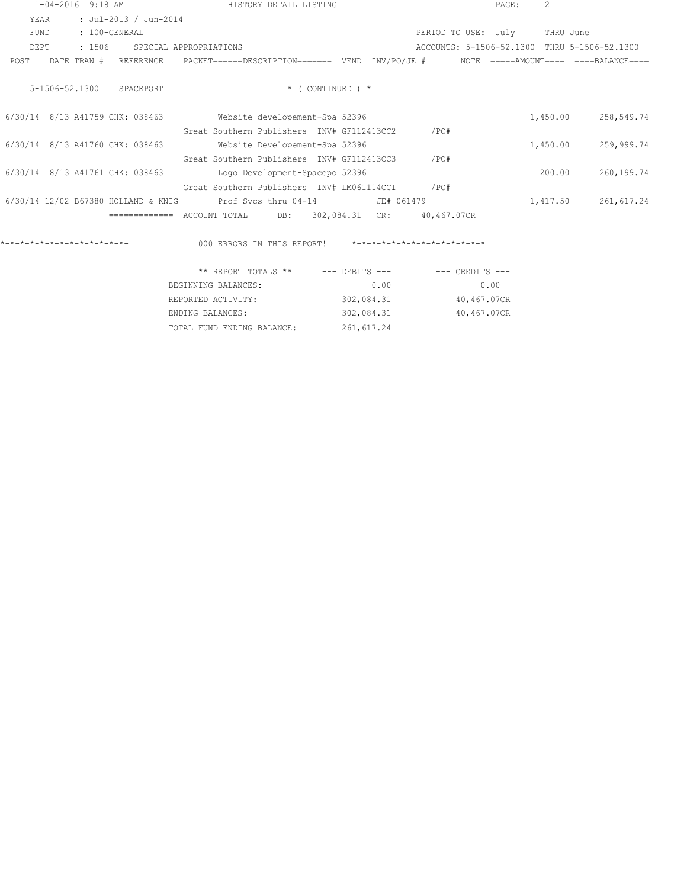1-04-2016 9:18 AM HISTORY DETAIL LISTING

YEAR : Jul-2013 / Jun-2014
FUND : 100-GENERAL PERIOD TO USE: July THRU June
DEPT : 1506 SPECIAL APPROPRIATIONS ACCOUNTS: 5-1506-52.1300 THRU 5-1506-52.1300

5-1506-52.1300 SPACEPORT * ( CONTINUED ) *

| POST | DATE | TRAN # | REFERENCE | PACKET | DESCRIPTION | VEND | INV/PO/JE # | NOTE | AMOUNT | BALANCE |
|---|---|---|---|---|---|---|---|---|---|---|
| 6/30/14 | 8/13 | A41759 | CHK: 038463 | | Website developement-Spa | 52396 | | | 1,450.00 | 258,549.74 |
| | | | | | Great Southern Publishers | | INV# GF112413CC2 /PO# | | | |
| 6/30/14 | 8/13 | A41760 | CHK: 038463 | | Website Developement-Spa | 52396 | | | 1,450.00 | 259,999.74 |
| | | | | | Great Southern Publishers | | INV# GF112413CC3 /PO# | | | |
| 6/30/14 | 8/13 | A41761 | CHK: 038463 | | Logo Development-Spacepo | 52396 | | | 200.00 | 260,199.74 |
| | | | | | Great Southern Publishers | | INV# LM061114CCI /PO# | | | |
| 6/30/14 | 12/02 | B67380 | HOLLAND & KNIG | | Prof Svcs thru 04-14 | | JE# 061479 | | 1,417.50 | 261,617.24 |

============= ACCOUNT TOTAL DB: 302,084.31 CR: 40,467.07CR

*-*-*-*-*-*-*-*-*-*-*-*-*- 000 ERRORS IN THIS REPORT! *-*-*-*-*-*-*-*-*-*-*-*-*

| ** REPORT TOTALS ** | --- DEBITS --- | --- CREDITS --- |
|---|---|---|
| BEGINNING BALANCES: | 0.00 | 0.00 |
| REPORTED ACTIVITY: | 302,084.31 | 40,467.07CR |
| ENDING BALANCES: | 302,084.31 | 40,467.07CR |
| TOTAL FUND ENDING BALANCE: | 261,617.24 | |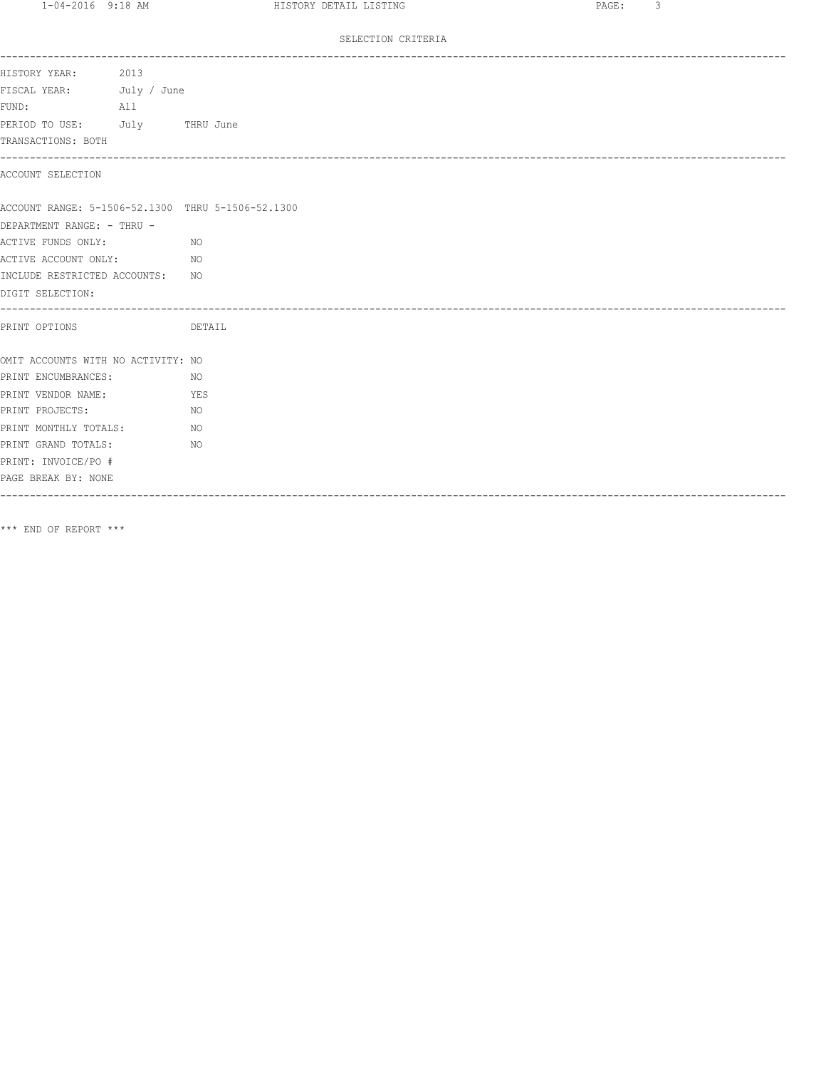SELECTION CRITERIA

---

HISTORY YEAR: 2013
FISCAL YEAR: July / June
FUND: All
PERIOD TO USE: July THRU June
TRANSACTIONS: BOTH

---

ACCOUNT SELECTION

ACCOUNT RANGE: 5-1506-52.1300 THRU 5-1506-52.1300
DEPARTMENT RANGE: - THRU -
ACTIVE FUNDS ONLY: NO
ACTIVE ACCOUNT ONLY: NO
INCLUDE RESTRICTED ACCOUNTS: NO
DIGIT SELECTION:

---

PRINT OPTIONS DETAIL

OMIT ACCOUNTS WITH NO ACTIVITY: NO
PRINT ENCUMBRANCES: NO
PRINT VENDOR NAME: YES
PRINT PROJECTS: NO
PRINT MONTHLY TOTALS: NO
PRINT GRAND TOTALS: NO
PRINT: INVOICE/PO #
PAGE BREAK BY: NONE

---

*** END OF REPORT ***